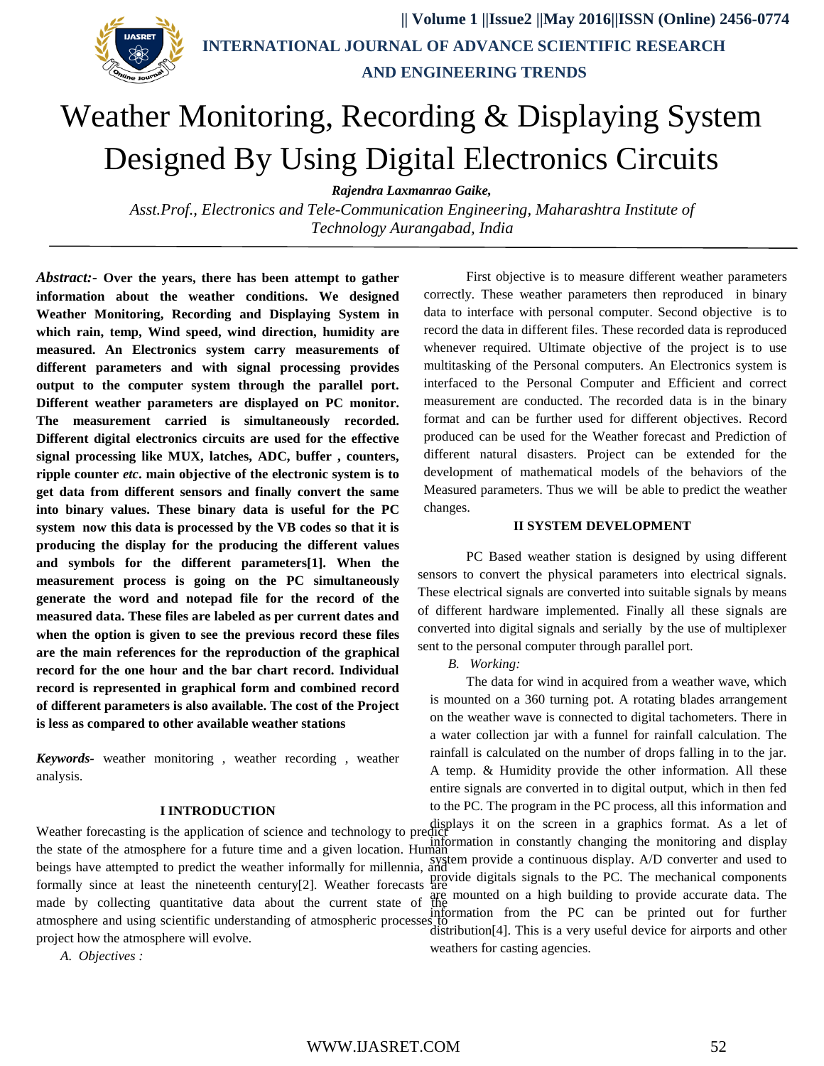# Weather Monitoring, Recording & Displaying System Designed By Using Digital Electronics Circuits

***Rajendra Laxmanrao Gaike,***

*Asst.Prof., Electronics and Tele-Communication Engineering, Maharashtra Institute of Technology Aurangabad, India*

***Abstract:-*** **Over the years, there has been attempt to gather information about the weather conditions. We designed Weather Monitoring, Recording and Displaying System in which rain, temp, Wind speed, wind direction, humidity are measured. An Electronics system carry measurements of different parameters and with signal processing provides output to the computer system through the parallel port. Different weather parameters are displayed on PC monitor. The measurement carried is simultaneously recorded. Different digital electronics circuits are used for the effective signal processing like MUX, latches, ADC, buffer , counters, ripple counter *etc*. main objective of the electronic system is to get data from different sensors and finally convert the same into binary values. These binary data is useful for the PC system now this data is processed by the VB codes so that it is producing the display for the producing the different values and symbols for the different parameters[1]. When the measurement process is going on the PC simultaneously generate the word and notepad file for the record of the measured data. These files are labeled as per current dates and when the option is given to see the previous record these files are the main references for the reproduction of the graphical record for the one hour and the bar chart record. Individual record is represented in graphical form and combined record of different parameters is also available. The cost of the Project is less as compared to other available weather stations**

***Keywords-*** weather monitoring , weather recording , weather analysis.

## I INTRODUCTION

Weather forecasting is the application of science and technology to predict the state of the atmosphere for a future time and a given location. Human beings have attempted to predict the weather informally for millennia, and formally since at least the nineteenth century[2]. Weather forecasts are made by collecting quantitative data about the current state of the atmosphere and using scientific understanding of atmospheric processes to project how the atmosphere will evolve.

*A. Objectives :*

First objective is to measure different weather parameters correctly. These weather parameters then reproduced in binary data to interface with personal computer. Second objective is to record the data in different files. These recorded data is reproduced whenever required. Ultimate objective of the project is to use multitasking of the Personal computers. An Electronics system is interfaced to the Personal Computer and Efficient and correct measurement are conducted. The recorded data is in the binary format and can be further used for different objectives. Record produced can be used for the Weather forecast and Prediction of different natural disasters. Project can be extended for the development of mathematical models of the behaviors of the Measured parameters. Thus we will be able to predict the weather changes.

## II SYSTEM DEVELOPMENT

PC Based weather station is designed by using different sensors to convert the physical parameters into electrical signals. These electrical signals are converted into suitable signals by means of different hardware implemented. Finally all these signals are converted into digital signals and serially by the use of multiplexer sent to the personal computer through parallel port.

*B. Working:*

The data for wind in acquired from a weather wave, which is mounted on a 360 turning pot. A rotating blades arrangement on the weather wave is connected to digital tachometers. There in a water collection jar with a funnel for rainfall calculation. The rainfall is calculated on the number of drops falling in to the jar. A temp. & Humidity provide the other information. All these entire signals are converted in to digital output, which in then fed to the PC. The program in the PC process, all this information and displays it on the screen in a graphics format. As a let of information in constantly changing the monitoring and display system provide a continuous display. A/D converter and used to provide digitals signals to the PC. The mechanical components are mounted on a high building to provide accurate data. The information from the PC can be printed out for further distribution[4]. This is a very useful device for airports and other weathers for casting agencies.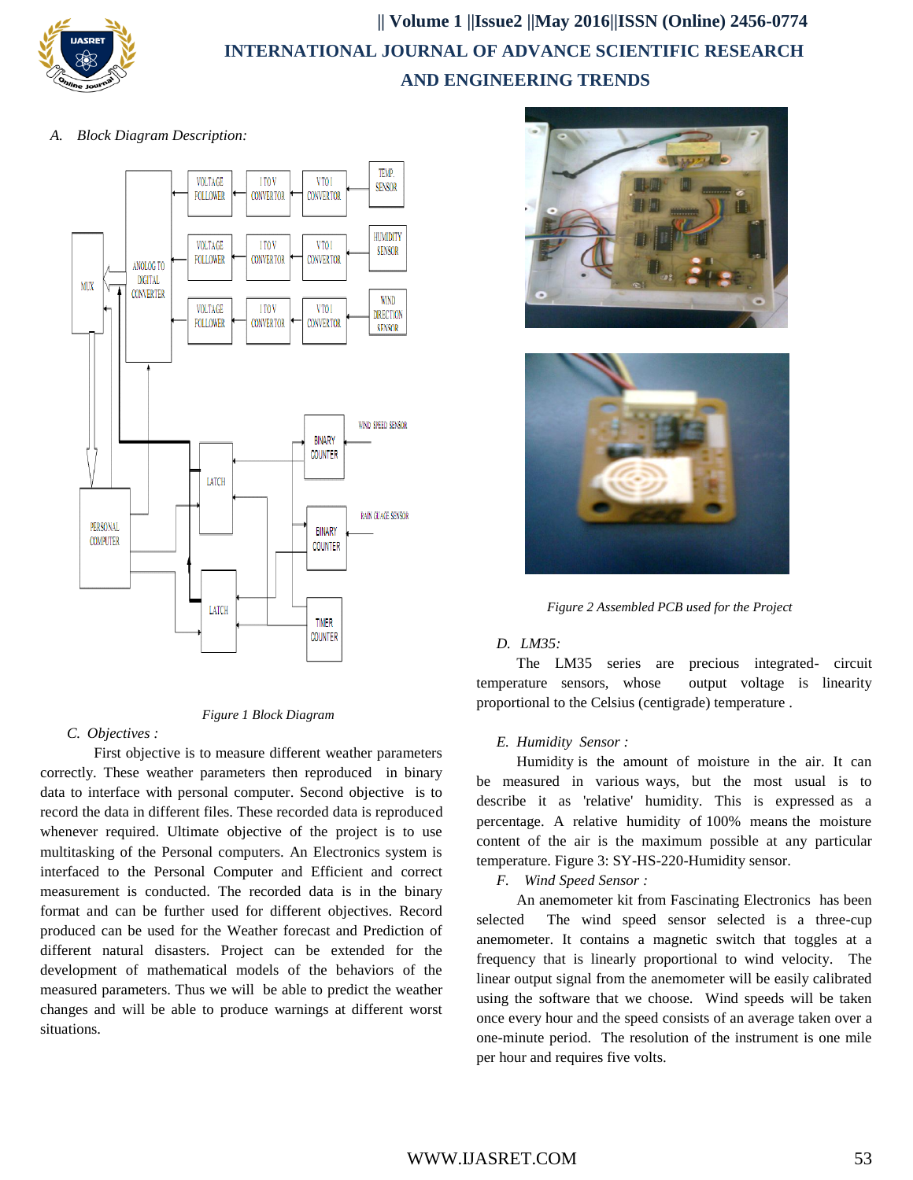*A. Block Diagram Description:*

*Figure 1 Block Diagram*

*C. Objectives :*

First objective is to measure different weather parameters correctly. These weather parameters then reproduced in binary data to interface with personal computer. Second objective is to record the data in different files. These recorded data is reproduced whenever required. Ultimate objective of the project is to use multitasking of the Personal computers. An Electronics system is interfaced to the Personal Computer and Efficient and correct measurement is conducted. The recorded data is in the binary format and can be further used for different objectives. Record produced can be used for the Weather forecast and Prediction of different natural disasters. Project can be extended for the development of mathematical models of the behaviors of the measured parameters. Thus we will be able to predict the weather changes and will be able to produce warnings at different worst situations.

*Figure 2 Assembled PCB used for the Project*

*D. LM35:*

The LM35 series are precious integrated- circuit temperature sensors, whose output voltage is linearity proportional to the Celsius (centigrade) temperature .

*E. Humidity Sensor :*

Humidity is the amount of moisture in the air. It can be measured in various ways, but the most usual is to describe it as 'relative' humidity. This is expressed as a percentage. A relative humidity of 100% means the moisture content of the air is the maximum possible at any particular temperature. Figure 3: SY-HS-220-Humidity sensor.

*F. Wind Speed Sensor :*

An anemometer kit from Fascinating Electronics has been selected The wind speed sensor selected is a three-cup anemometer. It contains a magnetic switch that toggles at a frequency that is linearly proportional to wind velocity. The linear output signal from the anemometer will be easily calibrated using the software that we choose. Wind speeds will be taken once every hour and the speed consists of an average taken over a one-minute period. The resolution of the instrument is one mile per hour and requires five volts.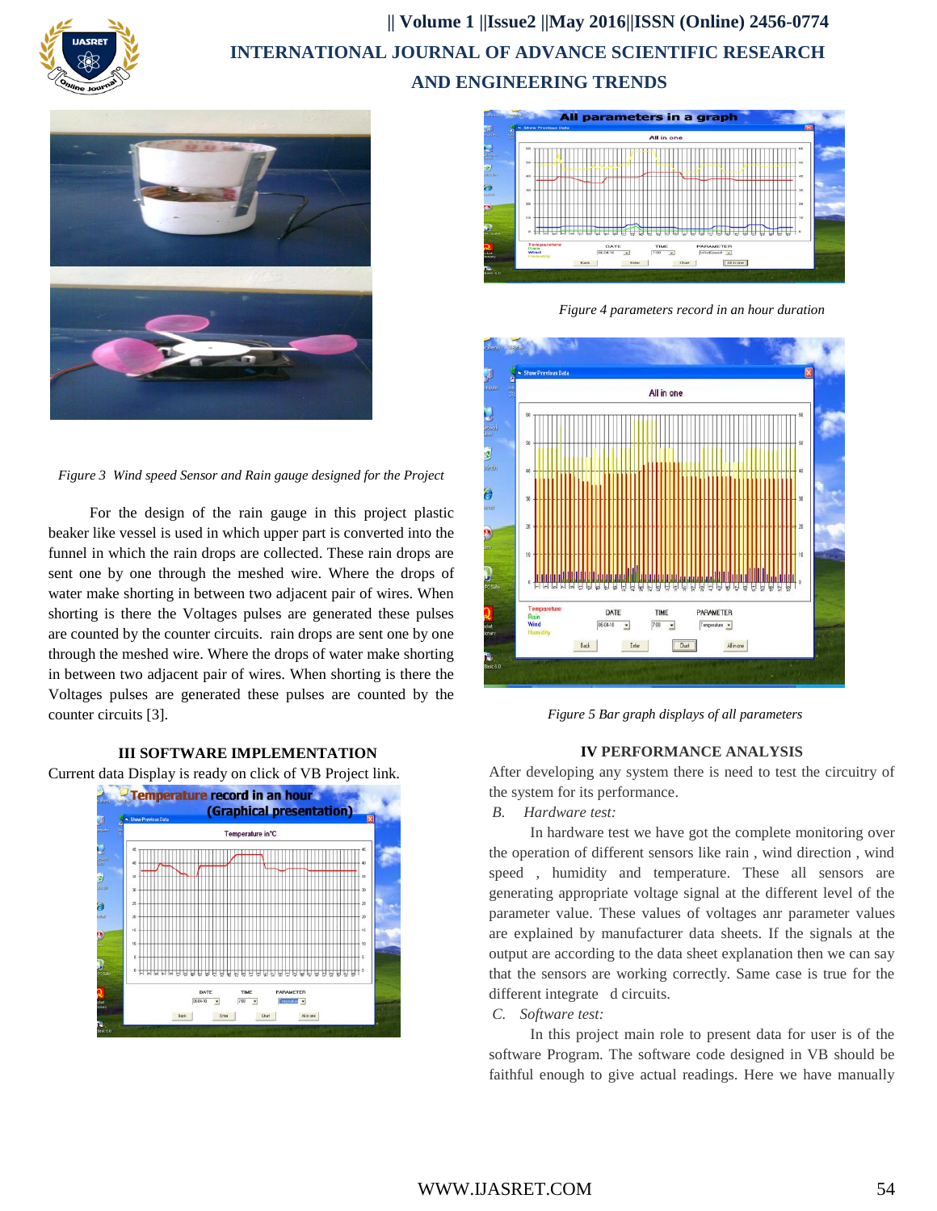*Figure 3 Wind speed Sensor and Rain gauge designed for the Project*

For the design of the rain gauge in this project plastic beaker like vessel is used in which upper part is converted into the funnel in which the rain drops are collected. These rain drops are sent one by one through the meshed wire. Where the drops of water make shorting in between two adjacent pair of wires. When shorting is there the Voltages pulses are generated these pulses are counted by the counter circuits. rain drops are sent one by one through the meshed wire. Where the drops of water make shorting in between two adjacent pair of wires. When shorting is there the Voltages pulses are generated these pulses are counted by the counter circuits [3].

## III SOFTWARE IMPLEMENTATION

Current data Display is ready on click of VB Project link.

*Figure 4 parameters record in an hour duration*

*Figure 5 Bar graph displays of all parameters*

## IV PERFORMANCE ANALYSIS

After developing any system there is need to test the circuitry of the system for its performance.

*B. Hardware test:*

In hardware test we have got the complete monitoring over the operation of different sensors like rain , wind direction , wind speed , humidity and temperature. These all sensors are generating appropriate voltage signal at the different level of the parameter value. These values of voltages anr parameter values are explained by manufacturer data sheets. If the signals at the output are according to the data sheet explanation then we can say that the sensors are working correctly. Same case is true for the different integrate d circuits.

*C. Software test:*

In this project main role to present data for user is of the software Program. The software code designed in VB should be faithful enough to give actual readings. Here we have manually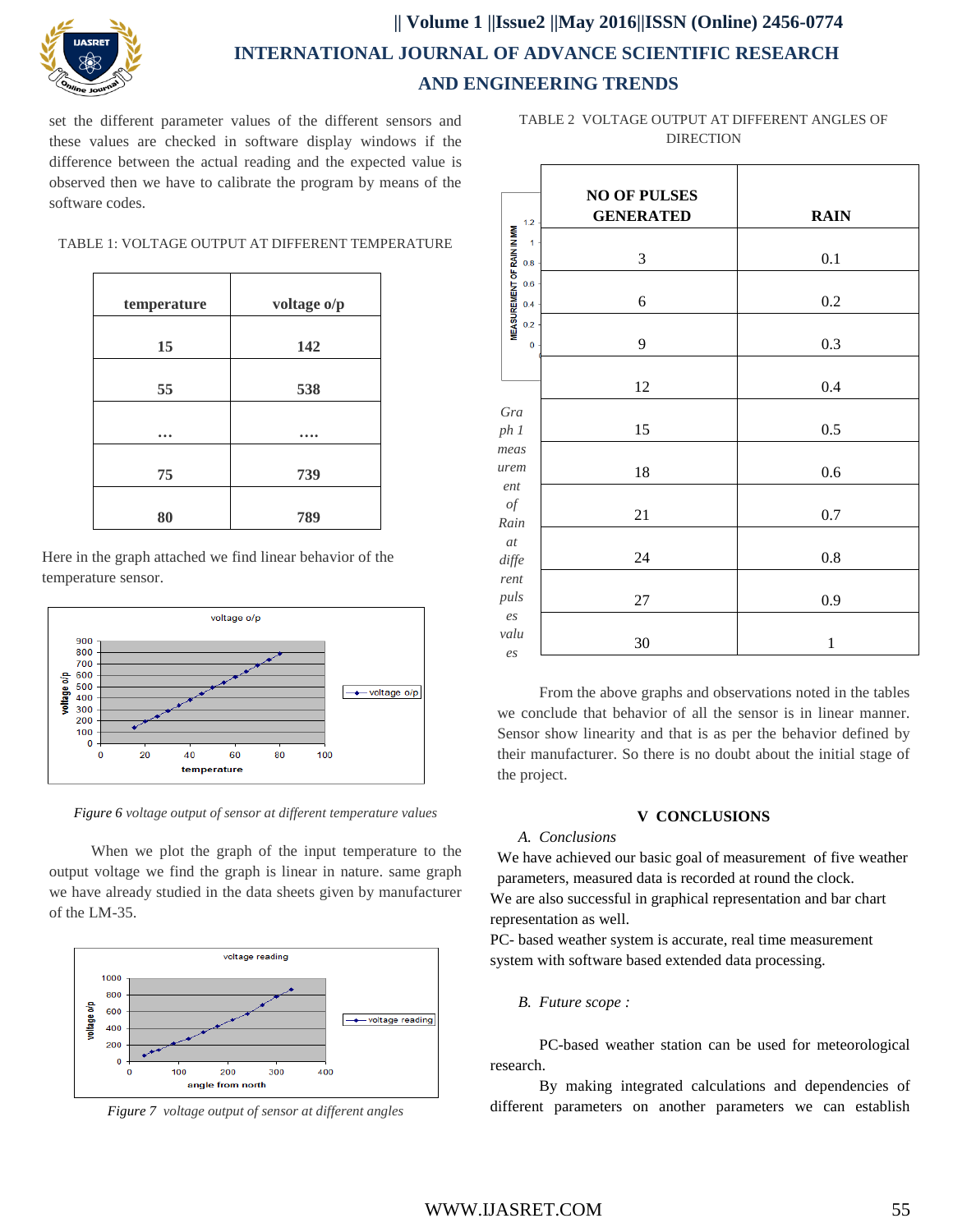set the different parameter values of the different sensors and these values are checked in software display windows if the difference between the actual reading and the expected value is observed then we have to calibrate the program by means of the software codes.

TABLE 1: VOLTAGE OUTPUT AT DIFFERENT TEMPERATURE

| temperature | voltage o/p |
|---|---|
| 15 | 142 |
| 55 | 538 |
| … | …. |
| 75 | 739 |
| 80 | 789 |

Here in the graph attached we find linear behavior of the temperature sensor.

voltage o/p

900
800
700
600
500
400
300
200
100
0

0 20 40 60 80 100

voltage o/p

temperature

voltage o/p

*Figure 6 voltage output of sensor at different temperature values*

When we plot the graph of the input temperature to the output voltage we find the graph is linear in nature. same graph we have already studied in the data sheets given by manufacturer of the LM-35.

voltage reading

1000
800
600
400
200
0

0 100 200 300 400

voltage o/p

angle from north

voltage reading

*Figure 7 voltage output of sensor at different angles*

TABLE 2 VOLTAGE OUTPUT AT DIFFERENT ANGLES OF DIRECTION

| NO OF PULSES GENERATED | RAIN |
|---|---|
| 3 | 0.1 |
| 6 | 0.2 |
| 9 | 0.3 |
| 12 | 0.4 |
| 15 | 0.5 |
| 18 | 0.6 |
| 21 | 0.7 |
| 24 | 0.8 |
| 27 | 0.9 |
| 30 | 1 |

MEASUREMENT OF RAIN IN MM

1.2
1
0.8
0.6
0.4
0.2
0

*Graph 1 measurement of Rain at different pulses values*

From the above graphs and observations noted in the tables we conclude that behavior of all the sensor is in linear manner. Sensor show linearity and that is as per the behavior defined by their manufacturer. So there is no doubt about the initial stage of the project.

## V CONCLUSIONS

### *A. Conclusions*

We have achieved our basic goal of measurement of five weather parameters, measured data is recorded at round the clock.

We are also successful in graphical representation and bar chart representation as well.

PC- based weather system is accurate, real time measurement system with software based extended data processing.

### *B. Future scope :*

PC-based weather station can be used for meteorological research.

By making integrated calculations and dependencies of different parameters on another parameters we can establish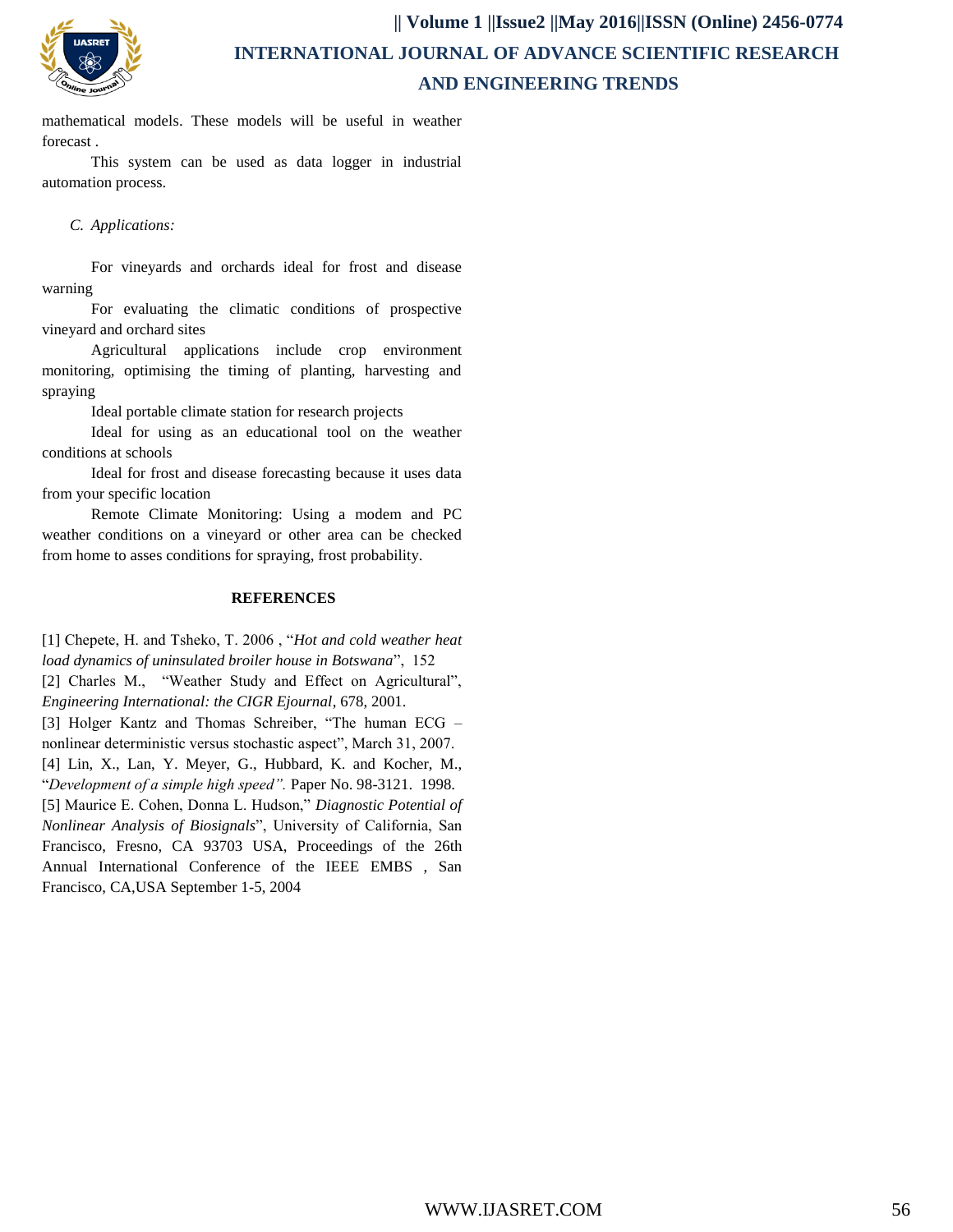mathematical models. These models will be useful in weather forecast .

This system can be used as data logger in industrial automation process.

### *C. Applications:*

For vineyards and orchards ideal for frost and disease warning

For evaluating the climatic conditions of prospective vineyard and orchard sites

Agricultural applications include crop environment monitoring, optimising the timing of planting, harvesting and spraying

Ideal portable climate station for research projects

Ideal for using as an educational tool on the weather conditions at schools

Ideal for frost and disease forecasting because it uses data from your specific location

Remote Climate Monitoring: Using a modem and PC weather conditions on a vineyard or other area can be checked from home to asses conditions for spraying, frost probability.

## REFERENCES

[1] Chepete, H. and Tsheko, T. 2006 , "*Hot and cold weather heat load dynamics of uninsulated broiler house in Botswana*", 152

[2] Charles M., "Weather Study and Effect on Agricultural", *Engineering International: the CIGR Ejournal*, 678, 2001.

[3] Holger Kantz and Thomas Schreiber, "The human ECG – nonlinear deterministic versus stochastic aspect", March 31, 2007.

[4] Lin, X., Lan, Y. Meyer, G., Hubbard, K. and Kocher, M., "*Development of a simple high speed".* Paper No. 98-3121. 1998.

[5] Maurice E. Cohen, Donna L. Hudson," *Diagnostic Potential of Nonlinear Analysis of Biosignals*", University of California, San Francisco, Fresno, CA 93703 USA, Proceedings of the 26th Annual International Conference of the IEEE EMBS , San Francisco, CA,USA September 1-5, 2004